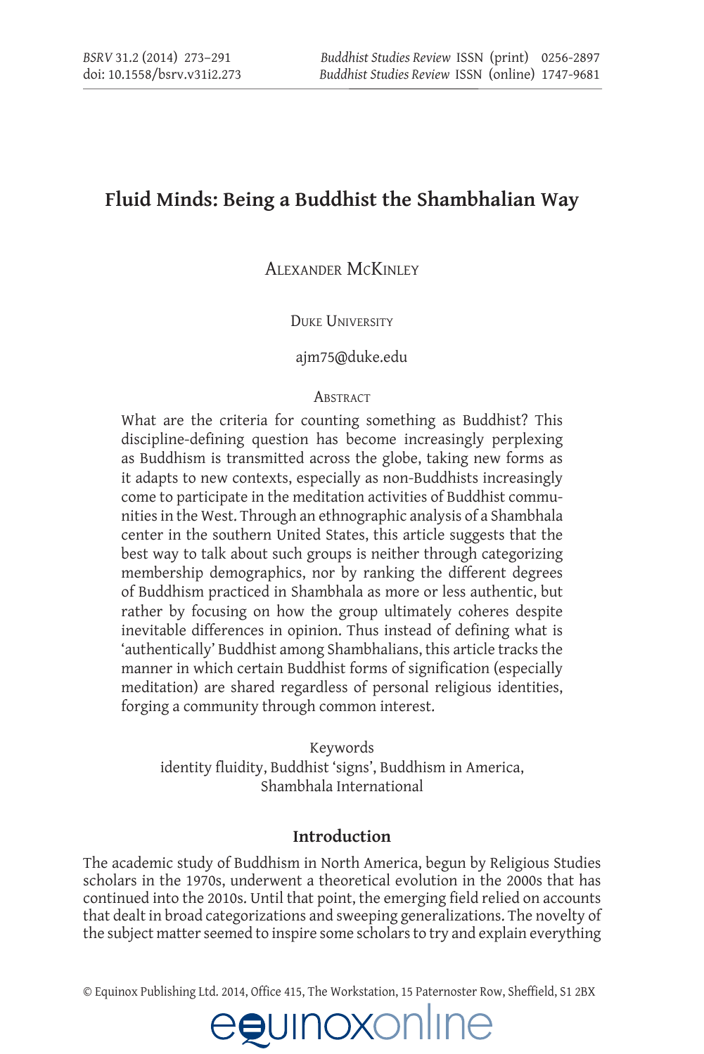# Fluid Minds: Being a Buddhist the Shambhalian Way

Alexander McKinley

Duke University

ajm75@duke.edu

## Abstract

What are the criteria for counting something as Buddhist? This discipline-defining question has become increasingly perplexing as Buddhism is transmitted across the globe, taking new forms as it adapts to new contexts, especially as non-Buddhists increasingly come to participate in the meditation activities of Buddhist communities in the West. Through an ethnographic analysis of a Shambhala center in the southern United States, this article suggests that the best way to talk about such groups is neither through categorizing membership demographics, nor by ranking the different degrees of Buddhism practiced in Shambhala as more or less authentic, but rather by focusing on how the group ultimately coheres despite inevitable differences in opinion. Thus instead of defining what is 'authentically' Buddhist among Shambhalians, this article tracks the manner in which certain Buddhist forms of signification (especially meditation) are shared regardless of personal religious identities, forging a community through common interest.

Keywords

identity fluidity, Buddhist 'signs', Buddhism in America, Shambhala International

## Introduction

The academic study of Buddhism in North America, begun by Religious Studies scholars in the 1970s, underwent a theoretical evolution in the 2000s that has continued into the 2010s. Until that point, the emerging field relied on accounts that dealt in broad categorizations and sweeping generalizations. The novelty of the subject matter seemed to inspire some scholars to try and explain everything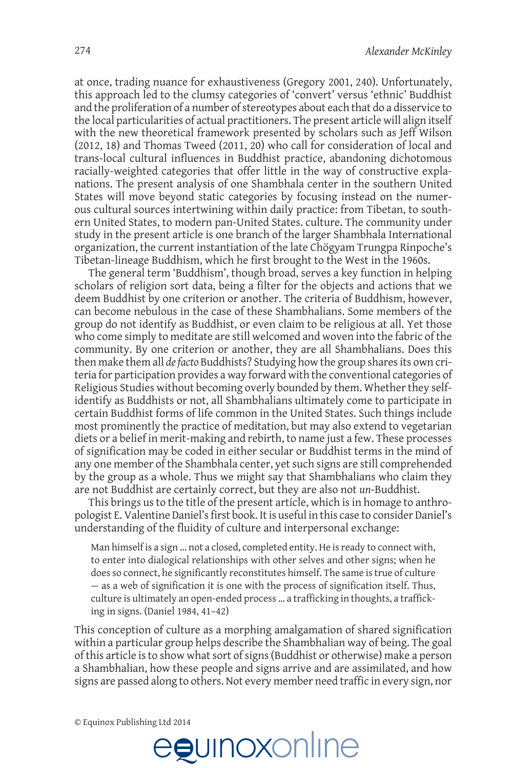at once, trading nuance for exhaustiveness (Gregory 2001, 240). Unfortunately, this approach led to the clumsy categories of 'convert' versus 'ethnic' Buddhist and the proliferation of a number of stereotypes about each that do a disservice to the local particularities of actual practitioners. The present article will align itself with the new theoretical framework presented by scholars such as Jeff Wilson (2012, 18) and Thomas Tweed (2011, 20) who call for consideration of local and trans-local cultural influences in Buddhist practice, abandoning dichotomous racially-weighted categories that offer little in the way of constructive explanations. The present analysis of one Shambhala center in the southern United States will move beyond static categories by focusing instead on the numerous cultural sources intertwining within daily practice: from Tibetan, to southern United States, to modern pan-United States. culture. The community under study in the present article is one branch of the larger Shambhala International organization, the current instantiation of the late Chögyam Trungpa Rinpoche's Tibetan-lineage Buddhism, which he first brought to the West in the 1960s.

The general term 'Buddhism', though broad, serves a key function in helping scholars of religion sort data, being a filter for the objects and actions that we deem Buddhist by one criterion or another. The criteria of Buddhism, however, can become nebulous in the case of these Shambhalians. Some members of the group do not identify as Buddhist, or even claim to be religious at all. Yet those who come simply to meditate are still welcomed and woven into the fabric of the community. By one criterion or another, they are all Shambhalians. Does this then make them all *de facto* Buddhists? Studying how the group shares its own criteria for participation provides a way forward with the conventional categories of Religious Studies without becoming overly bounded by them. Whether they self-identify as Buddhists or not, all Shambhalians ultimately come to participate in certain Buddhist forms of life common in the United States. Such things include most prominently the practice of meditation, but may also extend to vegetarian diets or a belief in merit-making and rebirth, to name just a few. These processes of signification may be coded in either secular or Buddhist terms in the mind of any one member of the Shambhala center, yet such signs are still comprehended by the group as a whole. Thus we might say that Shambhalians who claim they are not Buddhist are certainly correct, but they are also not *un*-Buddhist.

This brings us to the title of the present article, which is in homage to anthropologist E. Valentine Daniel's first book. It is useful in this case to consider Daniel's understanding of the fluidity of culture and interpersonal exchange:

> Man himself is a sign ... not a closed, completed entity. He is ready to connect with, to enter into dialogical relationships with other selves and other signs; when he does so connect, he significantly reconstitutes himself. The same is true of culture — as a web of signification it is one with the process of signification itself. Thus, culture is ultimately an open-ended process ... a trafficking in thoughts, a trafficking in signs. (Daniel 1984, 41–42)

This conception of culture as a morphing amalgamation of shared signification within a particular group helps describe the Shambhalian way of being. The goal of this article is to show what sort of signs (Buddhist or otherwise) make a person a Shambhalian, how these people and signs arrive and are assimilated, and how signs are passed along to others. Not every member need traffic in every sign, nor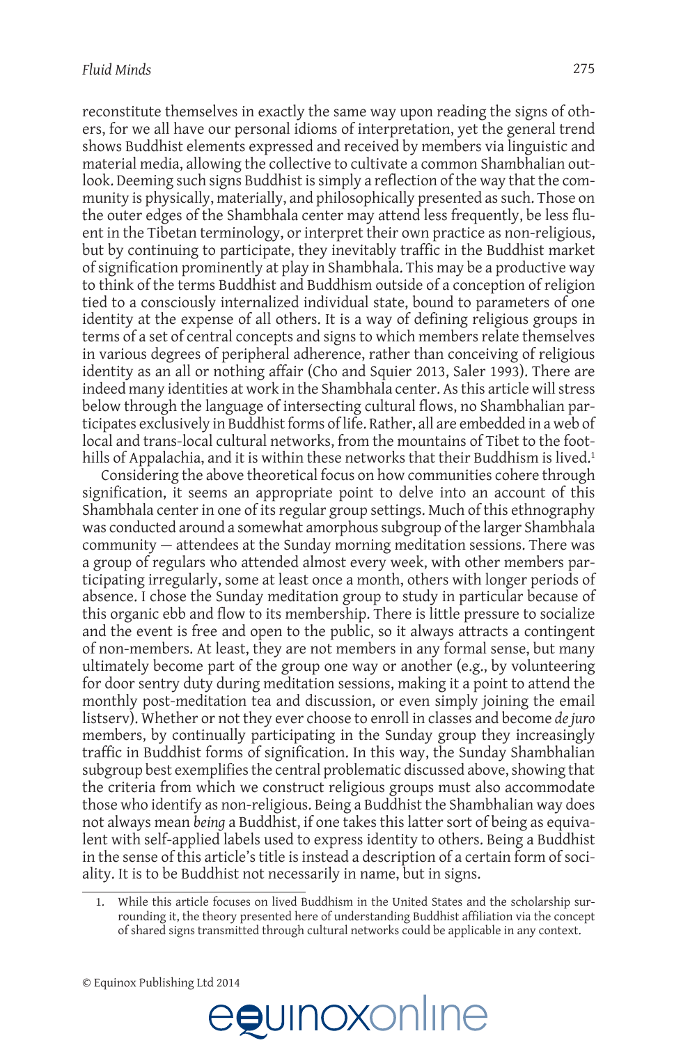reconstitute themselves in exactly the same way upon reading the signs of others, for we all have our personal idioms of interpretation, yet the general trend shows Buddhist elements expressed and received by members via linguistic and material media, allowing the collective to cultivate a common Shambhalian outlook. Deeming such signs Buddhist is simply a reflection of the way that the community is physically, materially, and philosophically presented as such. Those on the outer edges of the Shambhala center may attend less frequently, be less fluent in the Tibetan terminology, or interpret their own practice as non-religious, but by continuing to participate, they inevitably traffic in the Buddhist market of signification prominently at play in Shambhala. This may be a productive way to think of the terms Buddhist and Buddhism outside of a conception of religion tied to a consciously internalized individual state, bound to parameters of one identity at the expense of all others. It is a way of defining religious groups in terms of a set of central concepts and signs to which members relate themselves in various degrees of peripheral adherence, rather than conceiving of religious identity as an all or nothing affair (Cho and Squier 2013, Saler 1993). There are indeed many identities at work in the Shambhala center. As this article will stress below through the language of intersecting cultural flows, no Shambhalian participates exclusively in Buddhist forms of life. Rather, all are embedded in a web of local and trans-local cultural networks, from the mountains of Tibet to the foothills of Appalachia, and it is within these networks that their Buddhism is lived.[1]

Considering the above theoretical focus on how communities cohere through signification, it seems an appropriate point to delve into an account of this Shambhala center in one of its regular group settings. Much of this ethnography was conducted around a somewhat amorphous subgroup of the larger Shambhala community — attendees at the Sunday morning meditation sessions. There was a group of regulars who attended almost every week, with other members participating irregularly, some at least once a month, others with longer periods of absence. I chose the Sunday meditation group to study in particular because of this organic ebb and flow to its membership. There is little pressure to socialize and the event is free and open to the public, so it always attracts a contingent of non-members. At least, they are not members in any formal sense, but many ultimately become part of the group one way or another (e.g., by volunteering for door sentry duty during meditation sessions, making it a point to attend the monthly post-meditation tea and discussion, or even simply joining the email listserv). Whether or not they ever choose to enroll in classes and become *de juro* members, by continually participating in the Sunday group they increasingly traffic in Buddhist forms of signification. In this way, the Sunday Shambhalian subgroup best exemplifies the central problematic discussed above, showing that the criteria from which we construct religious groups must also accommodate those who identify as non-religious. Being a Buddhist the Shambhalian way does not always mean *being* a Buddhist, if one takes this latter sort of being as equivalent with self-applied labels used to express identity to others. Being a Buddhist in the sense of this article's title is instead a description of a certain form of sociality. It is to be Buddhist not necessarily in name, but in signs.

1. While this article focuses on lived Buddhism in the United States and the scholarship surrounding it, the theory presented here of understanding Buddhist affiliation via the concept of shared signs transmitted through cultural networks could be applicable in any context.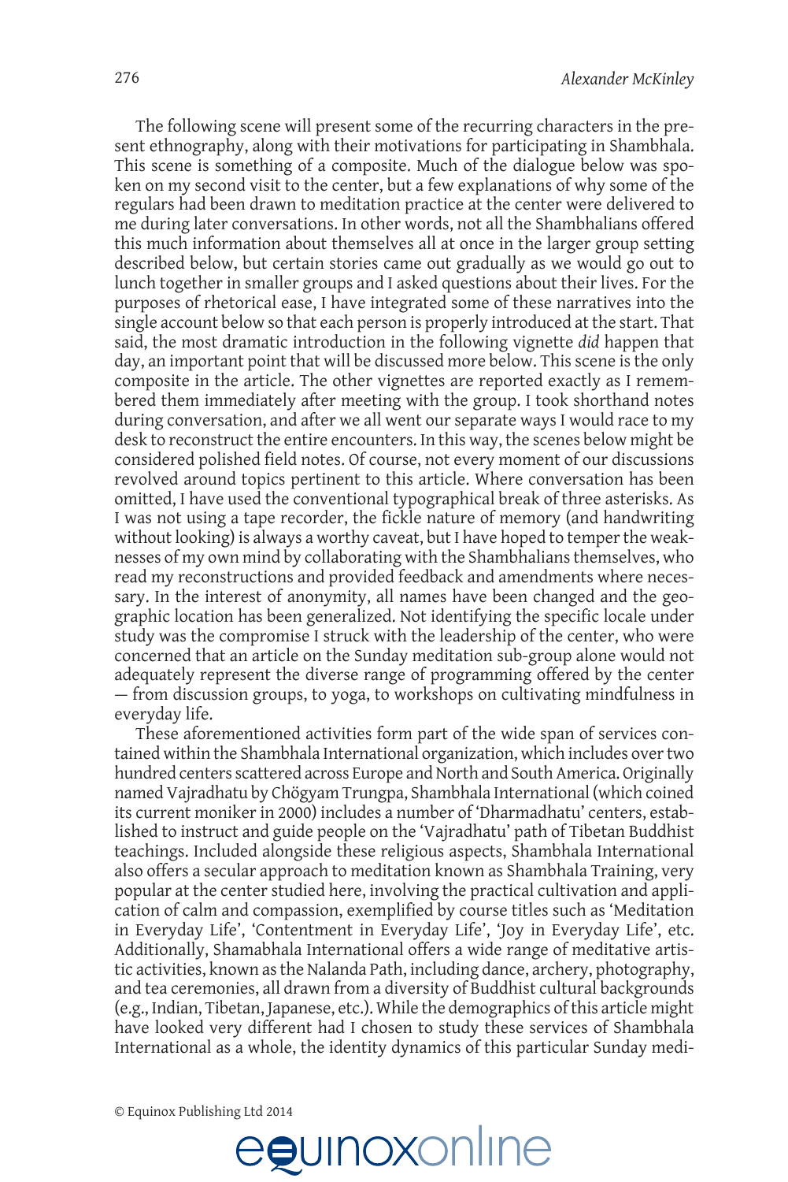The following scene will present some of the recurring characters in the present ethnography, along with their motivations for participating in Shambhala. This scene is something of a composite. Much of the dialogue below was spoken on my second visit to the center, but a few explanations of why some of the regulars had been drawn to meditation practice at the center were delivered to me during later conversations. In other words, not all the Shambhalians offered this much information about themselves all at once in the larger group setting described below, but certain stories came out gradually as we would go out to lunch together in smaller groups and I asked questions about their lives. For the purposes of rhetorical ease, I have integrated some of these narratives into the single account below so that each person is properly introduced at the start. That said, the most dramatic introduction in the following vignette *did* happen that day, an important point that will be discussed more below. This scene is the only composite in the article. The other vignettes are reported exactly as I remembered them immediately after meeting with the group. I took shorthand notes during conversation, and after we all went our separate ways I would race to my desk to reconstruct the entire encounters. In this way, the scenes below might be considered polished field notes. Of course, not every moment of our discussions revolved around topics pertinent to this article. Where conversation has been omitted, I have used the conventional typographical break of three asterisks. As I was not using a tape recorder, the fickle nature of memory (and handwriting without looking) is always a worthy caveat, but I have hoped to temper the weaknesses of my own mind by collaborating with the Shambhalians themselves, who read my reconstructions and provided feedback and amendments where necessary. In the interest of anonymity, all names have been changed and the geographic location has been generalized. Not identifying the specific locale under study was the compromise I struck with the leadership of the center, who were concerned that an article on the Sunday meditation sub-group alone would not adequately represent the diverse range of programming offered by the center — from discussion groups, to yoga, to workshops on cultivating mindfulness in everyday life.

These aforementioned activities form part of the wide span of services contained within the Shambhala International organization, which includes over two hundred centers scattered across Europe and North and South America. Originally named Vajradhatu by Chögyam Trungpa, Shambhala International (which coined its current moniker in 2000) includes a number of 'Dharmadhatu' centers, established to instruct and guide people on the 'Vajradhatu' path of Tibetan Buddhist teachings. Included alongside these religious aspects, Shambhala International also offers a secular approach to meditation known as Shambhala Training, very popular at the center studied here, involving the practical cultivation and application of calm and compassion, exemplified by course titles such as 'Meditation in Everyday Life', 'Contentment in Everyday Life', 'Joy in Everyday Life', etc. Additionally, Shamabhala International offers a wide range of meditative artistic activities, known as the Nalanda Path, including dance, archery, photography, and tea ceremonies, all drawn from a diversity of Buddhist cultural backgrounds (e.g., Indian, Tibetan, Japanese, etc.). While the demographics of this article might have looked very different had I chosen to study these services of Shambhala International as a whole, the identity dynamics of this particular Sunday medi-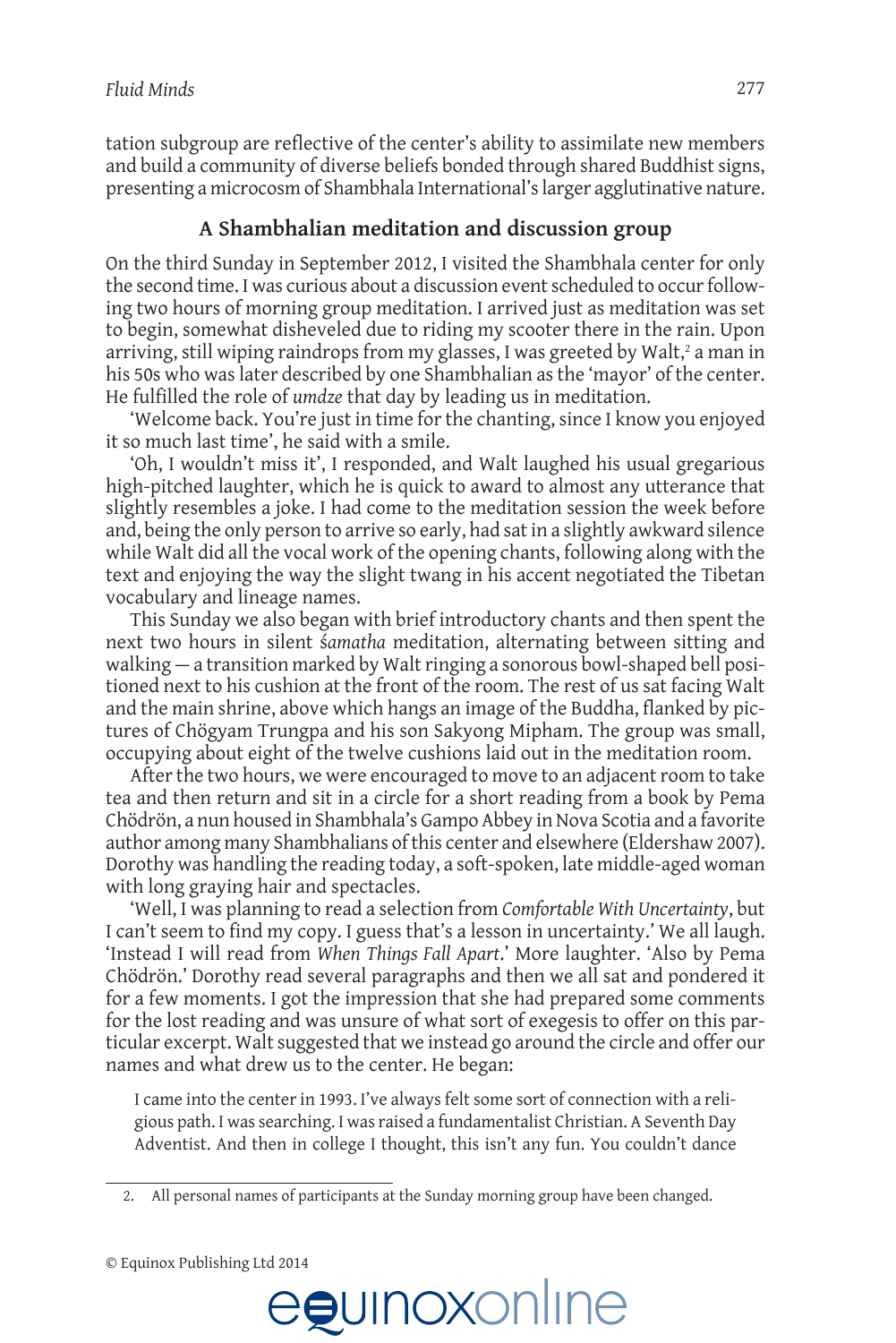tation subgroup are reflective of the center's ability to assimilate new members and build a community of diverse beliefs bonded through shared Buddhist signs, presenting a microcosm of Shambhala International's larger agglutinative nature.

## A Shambhalian meditation and discussion group

On the third Sunday in September 2012, I visited the Shambhala center for only the second time. I was curious about a discussion event scheduled to occur following two hours of morning group meditation. I arrived just as meditation was set to begin, somewhat disheveled due to riding my scooter there in the rain. Upon arriving, still wiping raindrops from my glasses, I was greeted by Walt,[2] a man in his 50s who was later described by one Shambhalian as the 'mayor' of the center. He fulfilled the role of *umdze* that day by leading us in meditation.

'Welcome back. You're just in time for the chanting, since I know you enjoyed it so much last time', he said with a smile.

'Oh, I wouldn't miss it', I responded, and Walt laughed his usual gregarious high-pitched laughter, which he is quick to award to almost any utterance that slightly resembles a joke. I had come to the meditation session the week before and, being the only person to arrive so early, had sat in a slightly awkward silence while Walt did all the vocal work of the opening chants, following along with the text and enjoying the way the slight twang in his accent negotiated the Tibetan vocabulary and lineage names.

This Sunday we also began with brief introductory chants and then spent the next two hours in silent *śamatha* meditation, alternating between sitting and walking — a transition marked by Walt ringing a sonorous bowl-shaped bell positioned next to his cushion at the front of the room. The rest of us sat facing Walt and the main shrine, above which hangs an image of the Buddha, flanked by pictures of Chögyam Trungpa and his son Sakyong Mipham. The group was small, occupying about eight of the twelve cushions laid out in the meditation room.

After the two hours, we were encouraged to move to an adjacent room to take tea and then return and sit in a circle for a short reading from a book by Pema Chödrön, a nun housed in Shambhala's Gampo Abbey in Nova Scotia and a favorite author among many Shambhalians of this center and elsewhere (Eldershaw 2007). Dorothy was handling the reading today, a soft-spoken, late middle-aged woman with long graying hair and spectacles.

'Well, I was planning to read a selection from *Comfortable With Uncertainty*, but I can't seem to find my copy. I guess that's a lesson in uncertainty.' We all laugh. 'Instead I will read from *When Things Fall Apart*.' More laughter. 'Also by Pema Chödrön.' Dorothy read several paragraphs and then we all sat and pondered it for a few moments. I got the impression that she had prepared some comments for the lost reading and was unsure of what sort of exegesis to offer on this particular excerpt. Walt suggested that we instead go around the circle and offer our names and what drew us to the center. He began:

> I came into the center in 1993. I've always felt some sort of connection with a religious path. I was searching. I was raised a fundamentalist Christian. A Seventh Day Adventist. And then in college I thought, this isn't any fun. You couldn't dance

---

2. All personal names of participants at the Sunday morning group have been changed.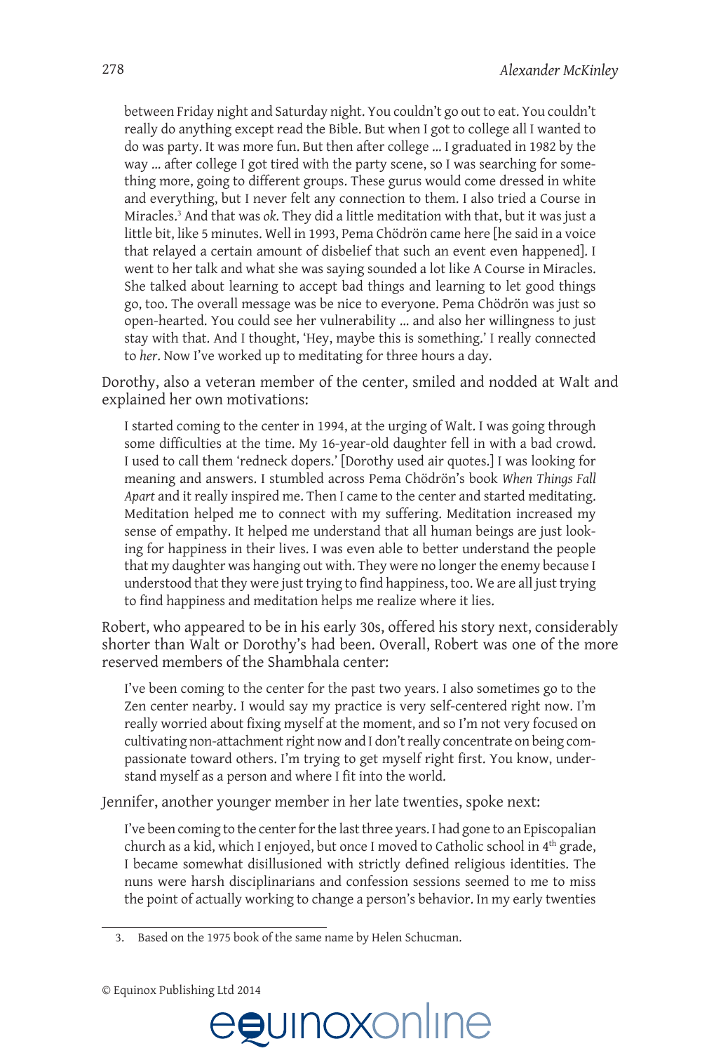> between Friday night and Saturday night. You couldn't go out to eat. You couldn't really do anything except read the Bible. But when I got to college all I wanted to do was party. It was more fun. But then after college … I graduated in 1982 by the way … after college I got tired with the party scene, so I was searching for something more, going to different groups. These gurus would come dressed in white and everything, but I never felt any connection to them. I also tried a Course in Miracles.[3] And that was *ok*. They did a little meditation with that, but it was just a little bit, like 5 minutes. Well in 1993, Pema Chödrön came here [he said in a voice that relayed a certain amount of disbelief that such an event even happened]. I went to her talk and what she was saying sounded a lot like A Course in Miracles. She talked about learning to accept bad things and learning to let good things go, too. The overall message was be nice to everyone. Pema Chödrön was just so open-hearted. You could see her vulnerability … and also her willingness to just stay with that. And I thought, 'Hey, maybe this is something.' I really connected to *her*. Now I've worked up to meditating for three hours a day.

Dorothy, also a veteran member of the center, smiled and nodded at Walt and explained her own motivations:

> I started coming to the center in 1994, at the urging of Walt. I was going through some difficulties at the time. My 16-year-old daughter fell in with a bad crowd. I used to call them 'redneck dopers.' [Dorothy used air quotes.] I was looking for meaning and answers. I stumbled across Pema Chödrön's book *When Things Fall Apart* and it really inspired me. Then I came to the center and started meditating. Meditation helped me to connect with my suffering. Meditation increased my sense of empathy. It helped me understand that all human beings are just looking for happiness in their lives. I was even able to better understand the people that my daughter was hanging out with. They were no longer the enemy because I understood that they were just trying to find happiness, too. We are all just trying to find happiness and meditation helps me realize where it lies.

Robert, who appeared to be in his early 30s, offered his story next, considerably shorter than Walt or Dorothy's had been. Overall, Robert was one of the more reserved members of the Shambhala center:

> I've been coming to the center for the past two years. I also sometimes go to the Zen center nearby. I would say my practice is very self-centered right now. I'm really worried about fixing myself at the moment, and so I'm not very focused on cultivating non-attachment right now and I don't really concentrate on being compassionate toward others. I'm trying to get myself right first. You know, understand myself as a person and where I fit into the world.

Jennifer, another younger member in her late twenties, spoke next:

> I've been coming to the center for the last three years. I had gone to an Episcopalian church as a kid, which I enjoyed, but once I moved to Catholic school in 4th grade, I became somewhat disillusioned with strictly defined religious identities. The nuns were harsh disciplinarians and confession sessions seemed to me to miss the point of actually working to change a person's behavior. In my early twenties

---

3. Based on the 1975 book of the same name by Helen Schucman.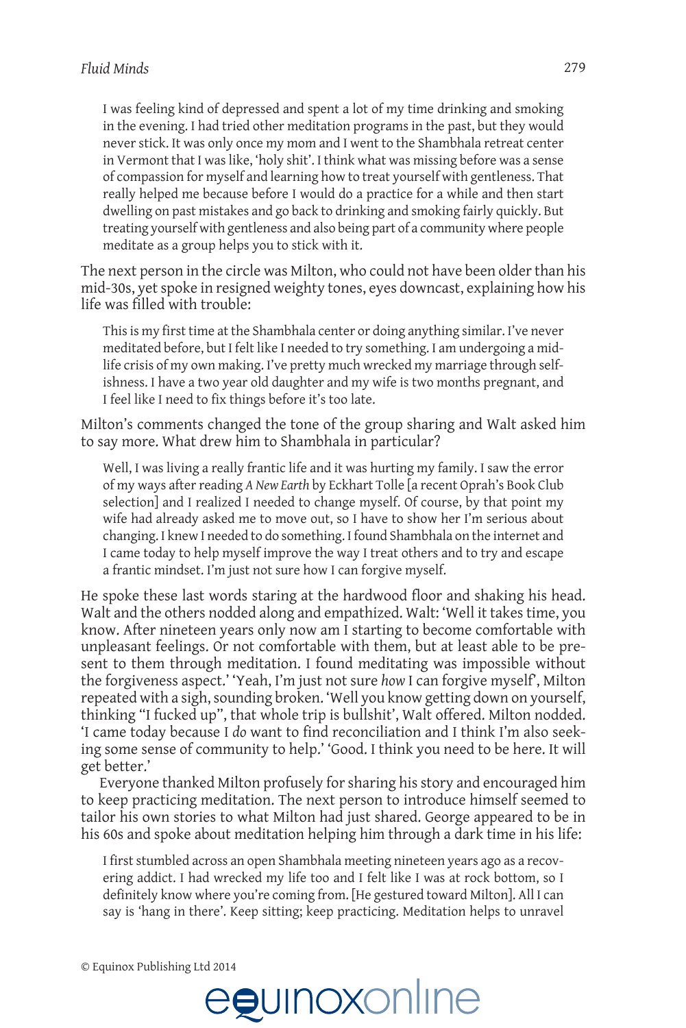> I was feeling kind of depressed and spent a lot of my time drinking and smoking in the evening. I had tried other meditation programs in the past, but they would never stick. It was only once my mom and I went to the Shambhala retreat center in Vermont that I was like, 'holy shit'. I think what was missing before was a sense of compassion for myself and learning how to treat yourself with gentleness. That really helped me because before I would do a practice for a while and then start dwelling on past mistakes and go back to drinking and smoking fairly quickly. But treating yourself with gentleness and also being part of a community where people meditate as a group helps you to stick with it.

The next person in the circle was Milton, who could not have been older than his mid-30s, yet spoke in resigned weighty tones, eyes downcast, explaining how his life was filled with trouble:

> This is my first time at the Shambhala center or doing anything similar. I've never meditated before, but I felt like I needed to try something. I am undergoing a mid-life crisis of my own making. I've pretty much wrecked my marriage through selfishness. I have a two year old daughter and my wife is two months pregnant, and I feel like I need to fix things before it's too late.

Milton's comments changed the tone of the group sharing and Walt asked him to say more. What drew him to Shambhala in particular?

> Well, I was living a really frantic life and it was hurting my family. I saw the error of my ways after reading *A New Earth* by Eckhart Tolle [a recent Oprah's Book Club selection] and I realized I needed to change myself. Of course, by that point my wife had already asked me to move out, so I have to show her I'm serious about changing. I knew I needed to do something. I found Shambhala on the internet and I came today to help myself improve the way I treat others and to try and escape a frantic mindset. I'm just not sure how I can forgive myself.

He spoke these last words staring at the hardwood floor and shaking his head. Walt and the others nodded along and empathized. Walt: 'Well it takes time, you know. After nineteen years only now am I starting to become comfortable with unpleasant feelings. Or not comfortable with them, but at least able to be present to them through meditation. I found meditating was impossible without the forgiveness aspect.' 'Yeah, I'm just not sure *how* I can forgive myself', Milton repeated with a sigh, sounding broken. 'Well you know getting down on yourself, thinking "I fucked up", that whole trip is bullshit', Walt offered. Milton nodded. 'I came today because I *do* want to find reconciliation and I think I'm also seeking some sense of community to help.' 'Good. I think you need to be here. It will get better.'

Everyone thanked Milton profusely for sharing his story and encouraged him to keep practicing meditation. The next person to introduce himself seemed to tailor his own stories to what Milton had just shared. George appeared to be in his 60s and spoke about meditation helping him through a dark time in his life:

> I first stumbled across an open Shambhala meeting nineteen years ago as a recovering addict. I had wrecked my life too and I felt like I was at rock bottom, so I definitely know where you're coming from. [He gestured toward Milton]. All I can say is 'hang in there'. Keep sitting; keep practicing. Meditation helps to unravel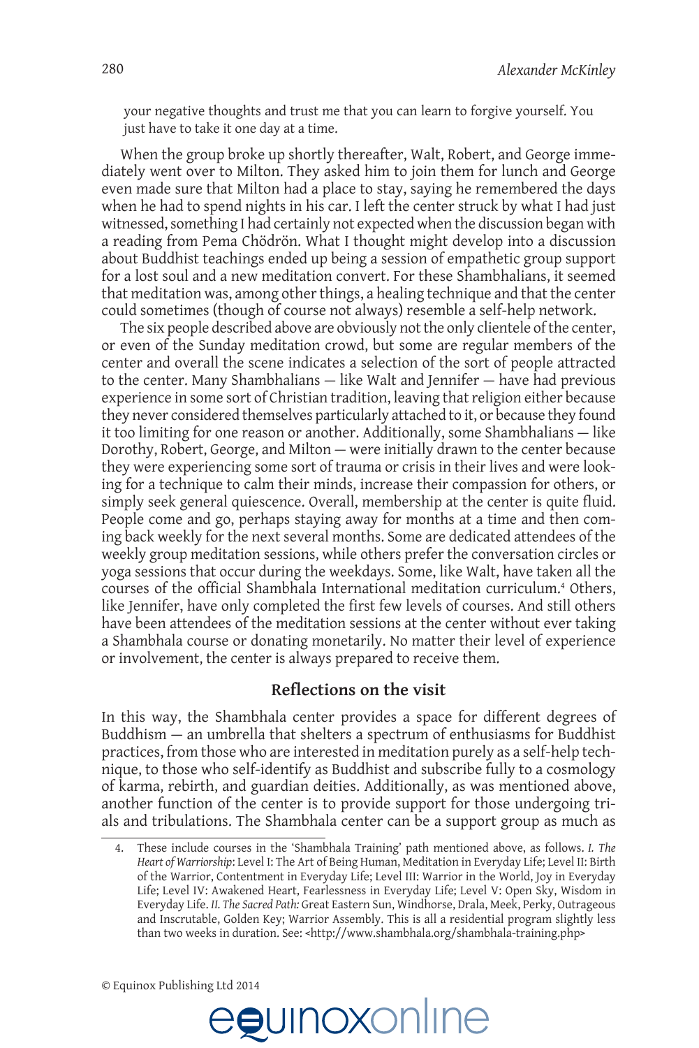your negative thoughts and trust me that you can learn to forgive yourself. You just have to take it one day at a time.

When the group broke up shortly thereafter, Walt, Robert, and George immediately went over to Milton. They asked him to join them for lunch and George even made sure that Milton had a place to stay, saying he remembered the days when he had to spend nights in his car. I left the center struck by what I had just witnessed, something I had certainly not expected when the discussion began with a reading from Pema Chödrön. What I thought might develop into a discussion about Buddhist teachings ended up being a session of empathetic group support for a lost soul and a new meditation convert. For these Shambhalians, it seemed that meditation was, among other things, a healing technique and that the center could sometimes (though of course not always) resemble a self-help network.

The six people described above are obviously not the only clientele of the center, or even of the Sunday meditation crowd, but some are regular members of the center and overall the scene indicates a selection of the sort of people attracted to the center. Many Shambhalians — like Walt and Jennifer — have had previous experience in some sort of Christian tradition, leaving that religion either because they never considered themselves particularly attached to it, or because they found it too limiting for one reason or another. Additionally, some Shambhalians — like Dorothy, Robert, George, and Milton — were initially drawn to the center because they were experiencing some sort of trauma or crisis in their lives and were looking for a technique to calm their minds, increase their compassion for others, or simply seek general quiescence. Overall, membership at the center is quite fluid. People come and go, perhaps staying away for months at a time and then coming back weekly for the next several months. Some are dedicated attendees of the weekly group meditation sessions, while others prefer the conversation circles or yoga sessions that occur during the weekdays. Some, like Walt, have taken all the courses of the official Shambhala International meditation curriculum.[4] Others, like Jennifer, have only completed the first few levels of courses. And still others have been attendees of the meditation sessions at the center without ever taking a Shambhala course or donating monetarily. No matter their level of experience or involvement, the center is always prepared to receive them.

## Reflections on the visit

In this way, the Shambhala center provides a space for different degrees of Buddhism — an umbrella that shelters a spectrum of enthusiasms for Buddhist practices, from those who are interested in meditation purely as a self-help technique, to those who self-identify as Buddhist and subscribe fully to a cosmology of karma, rebirth, and guardian deities. Additionally, as was mentioned above, another function of the center is to provide support for those undergoing trials and tribulations. The Shambhala center can be a support group as much as

4. These include courses in the 'Shambhala Training' path mentioned above, as follows. *I. The Heart of Warriorship*: Level I: The Art of Being Human, Meditation in Everyday Life; Level II: Birth of the Warrior, Contentment in Everyday Life; Level III: Warrior in the World, Joy in Everyday Life; Level IV: Awakened Heart, Fearlessness in Everyday Life; Level V: Open Sky, Wisdom in Everyday Life. *II. The Sacred Path:* Great Eastern Sun, Windhorse, Drala, Meek, Perky, Outrageous and Inscrutable, Golden Key; Warrior Assembly. This is all a residential program slightly less than two weeks in duration. See: <http://www.shambhala.org/shambhala-training.php>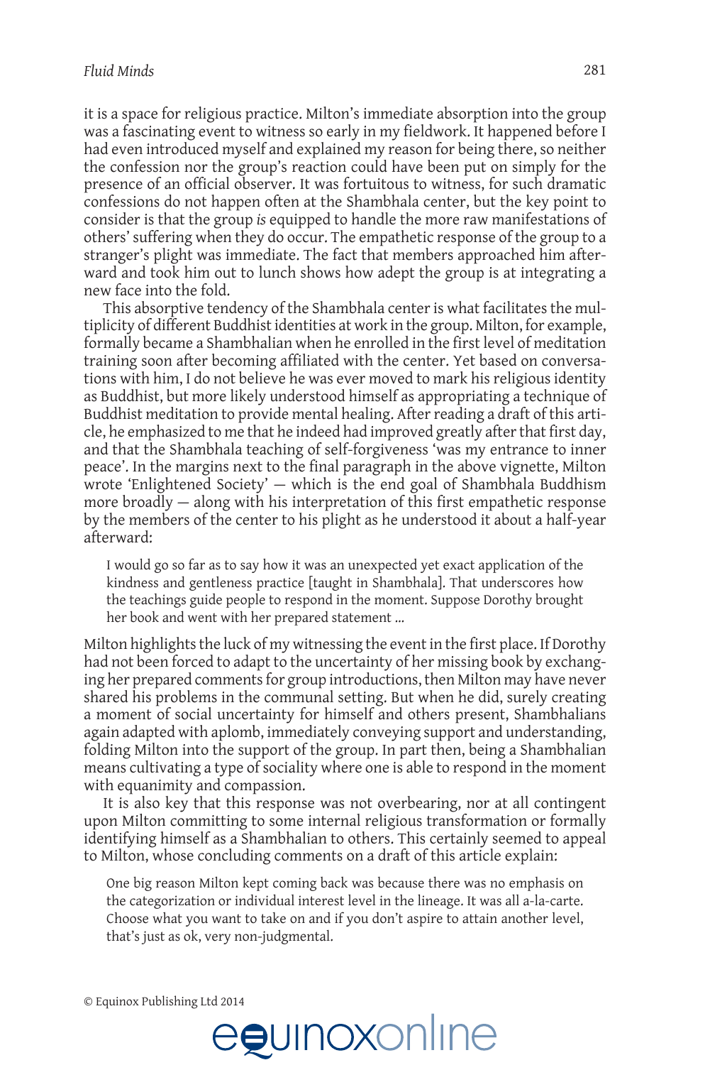it is a space for religious practice. Milton's immediate absorption into the group was a fascinating event to witness so early in my fieldwork. It happened before I had even introduced myself and explained my reason for being there, so neither the confession nor the group's reaction could have been put on simply for the presence of an official observer. It was fortuitous to witness, for such dramatic confessions do not happen often at the Shambhala center, but the key point to consider is that the group *is* equipped to handle the more raw manifestations of others' suffering when they do occur. The empathetic response of the group to a stranger's plight was immediate. The fact that members approached him afterward and took him out to lunch shows how adept the group is at integrating a new face into the fold.

This absorptive tendency of the Shambhala center is what facilitates the multiplicity of different Buddhist identities at work in the group. Milton, for example, formally became a Shambhalian when he enrolled in the first level of meditation training soon after becoming affiliated with the center. Yet based on conversations with him, I do not believe he was ever moved to mark his religious identity as Buddhist, but more likely understood himself as appropriating a technique of Buddhist meditation to provide mental healing. After reading a draft of this article, he emphasized to me that he indeed had improved greatly after that first day, and that the Shambhala teaching of self-forgiveness 'was my entrance to inner peace'. In the margins next to the final paragraph in the above vignette, Milton wrote 'Enlightened Society' — which is the end goal of Shambhala Buddhism more broadly — along with his interpretation of this first empathetic response by the members of the center to his plight as he understood it about a half-year afterward:

> I would go so far as to say how it was an unexpected yet exact application of the kindness and gentleness practice [taught in Shambhala]. That underscores how the teachings guide people to respond in the moment. Suppose Dorothy brought her book and went with her prepared statement ...

Milton highlights the luck of my witnessing the event in the first place. If Dorothy had not been forced to adapt to the uncertainty of her missing book by exchanging her prepared comments for group introductions, then Milton may have never shared his problems in the communal setting. But when he did, surely creating a moment of social uncertainty for himself and others present, Shambhalians again adapted with aplomb, immediately conveying support and understanding, folding Milton into the support of the group. In part then, being a Shambhalian means cultivating a type of sociality where one is able to respond in the moment with equanimity and compassion.

It is also key that this response was not overbearing, nor at all contingent upon Milton committing to some internal religious transformation or formally identifying himself as a Shambhalian to others. This certainly seemed to appeal to Milton, whose concluding comments on a draft of this article explain:

> One big reason Milton kept coming back was because there was no emphasis on the categorization or individual interest level in the lineage. It was all a-la-carte. Choose what you want to take on and if you don't aspire to attain another level, that's just as ok, very non-judgmental.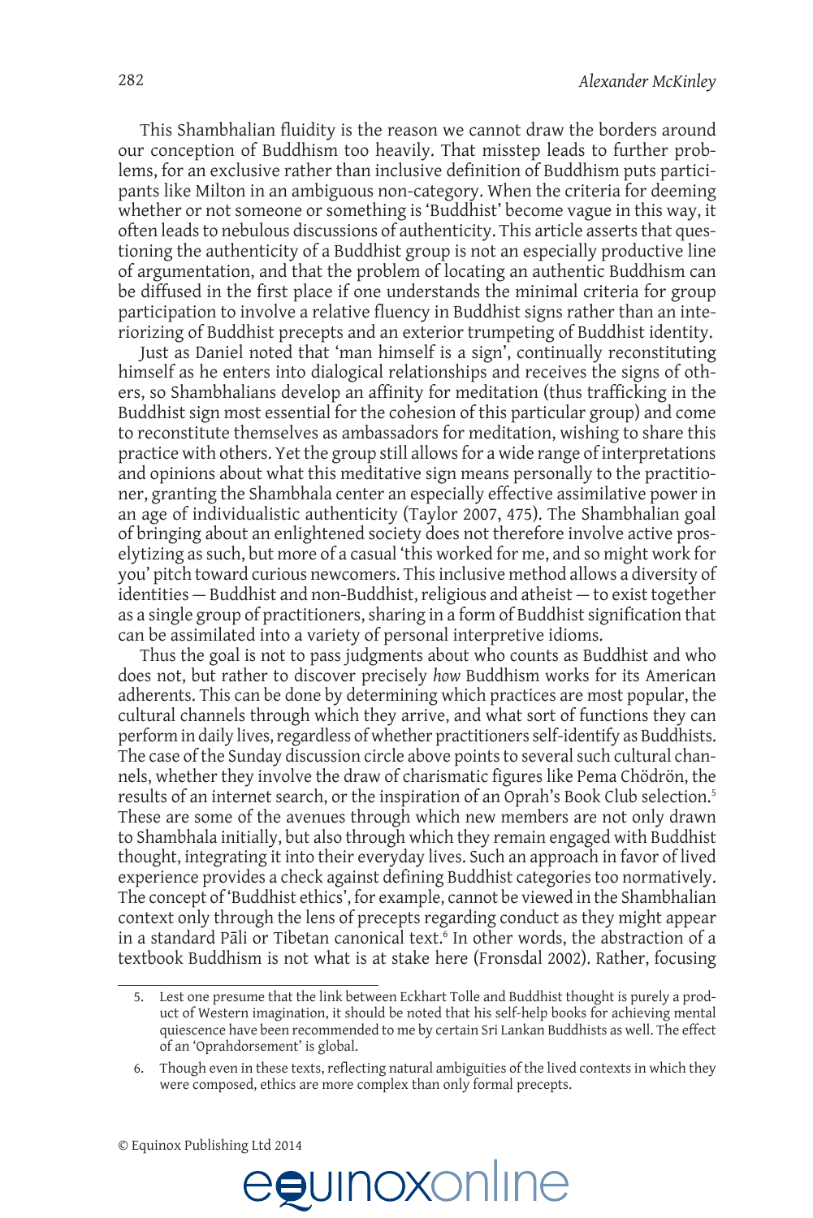This Shambhalian fluidity is the reason we cannot draw the borders around our conception of Buddhism too heavily. That misstep leads to further problems, for an exclusive rather than inclusive definition of Buddhism puts participants like Milton in an ambiguous non-category. When the criteria for deeming whether or not someone or something is 'Buddhist' become vague in this way, it often leads to nebulous discussions of authenticity. This article asserts that questioning the authenticity of a Buddhist group is not an especially productive line of argumentation, and that the problem of locating an authentic Buddhism can be diffused in the first place if one understands the minimal criteria for group participation to involve a relative fluency in Buddhist signs rather than an interiorizing of Buddhist precepts and an exterior trumpeting of Buddhist identity.

Just as Daniel noted that 'man himself is a sign', continually reconstituting himself as he enters into dialogical relationships and receives the signs of others, so Shambhalians develop an affinity for meditation (thus trafficking in the Buddhist sign most essential for the cohesion of this particular group) and come to reconstitute themselves as ambassadors for meditation, wishing to share this practice with others. Yet the group still allows for a wide range of interpretations and opinions about what this meditative sign means personally to the practitioner, granting the Shambhala center an especially effective assimilative power in an age of individualistic authenticity (Taylor 2007, 475). The Shambhalian goal of bringing about an enlightened society does not therefore involve active proselytizing as such, but more of a casual 'this worked for me, and so might work for you' pitch toward curious newcomers. This inclusive method allows a diversity of identities — Buddhist and non-Buddhist, religious and atheist — to exist together as a single group of practitioners, sharing in a form of Buddhist signification that can be assimilated into a variety of personal interpretive idioms.

Thus the goal is not to pass judgments about who counts as Buddhist and who does not, but rather to discover precisely *how* Buddhism works for its American adherents. This can be done by determining which practices are most popular, the cultural channels through which they arrive, and what sort of functions they can perform in daily lives, regardless of whether practitioners self-identify as Buddhists. The case of the Sunday discussion circle above points to several such cultural channels, whether they involve the draw of charismatic figures like Pema Chödrön, the results of an internet search, or the inspiration of an Oprah's Book Club selection.[5] These are some of the avenues through which new members are not only drawn to Shambhala initially, but also through which they remain engaged with Buddhist thought, integrating it into their everyday lives. Such an approach in favor of lived experience provides a check against defining Buddhist categories too normatively. The concept of 'Buddhist ethics', for example, cannot be viewed in the Shambhalian context only through the lens of precepts regarding conduct as they might appear in a standard Pāli or Tibetan canonical text.[6] In other words, the abstraction of a textbook Buddhism is not what is at stake here (Fronsdal 2002). Rather, focusing

---

5. Lest one presume that the link between Eckhart Tolle and Buddhist thought is purely a product of Western imagination, it should be noted that his self-help books for achieving mental quiescence have been recommended to me by certain Sri Lankan Buddhists as well. The effect of an 'Oprahdorsement' is global.

6. Though even in these texts, reflecting natural ambiguities of the lived contexts in which they were composed, ethics are more complex than only formal precepts.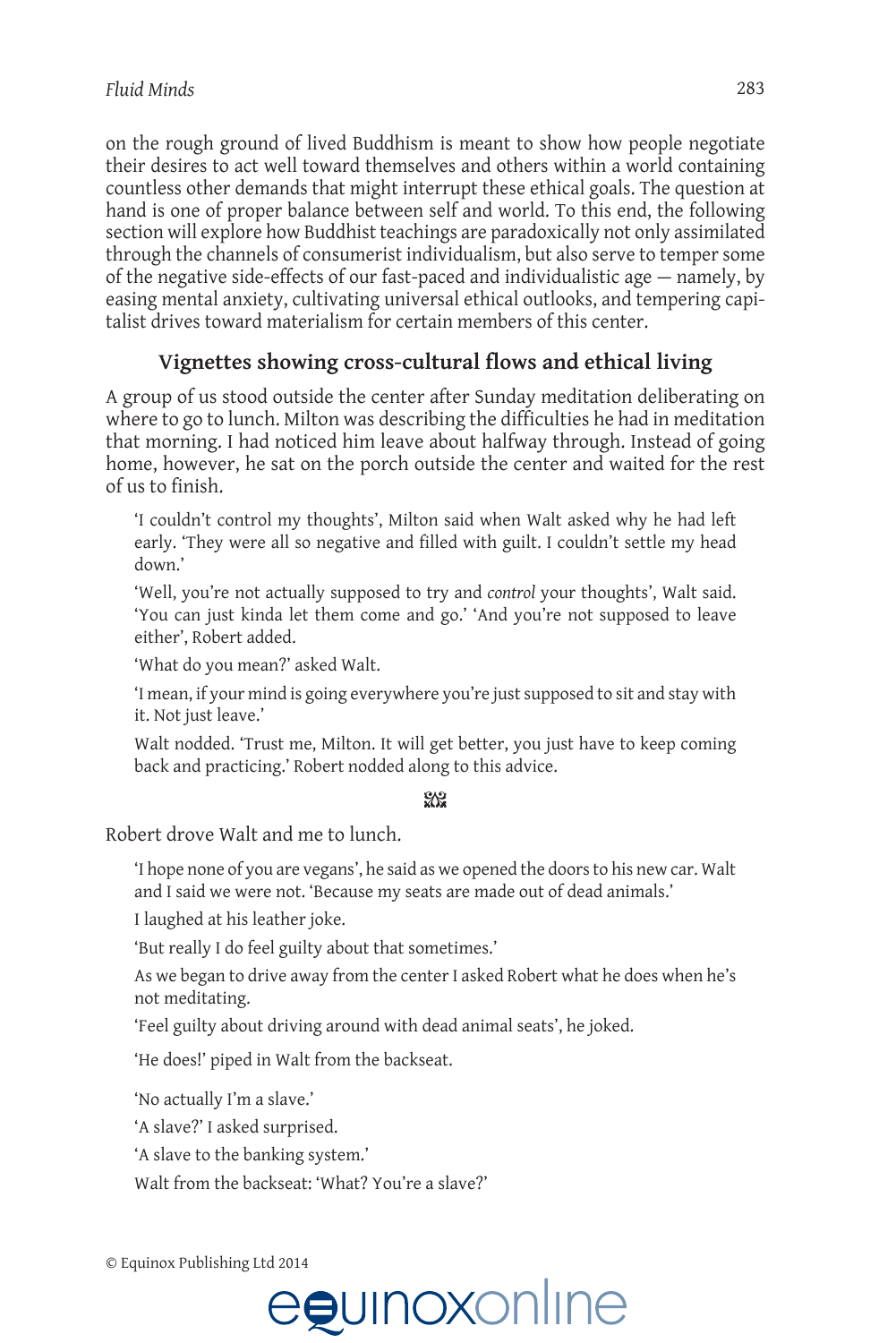on the rough ground of lived Buddhism is meant to show how people negotiate their desires to act well toward themselves and others within a world containing countless other demands that might interrupt these ethical goals. The question at hand is one of proper balance between self and world. To this end, the following section will explore how Buddhist teachings are paradoxically not only assimilated through the channels of consumerist individualism, but also serve to temper some of the negative side-effects of our fast-paced and individualistic age — namely, by easing mental anxiety, cultivating universal ethical outlooks, and tempering capitalist drives toward materialism for certain members of this center.

## Vignettes showing cross-cultural flows and ethical living

A group of us stood outside the center after Sunday meditation deliberating on where to go to lunch. Milton was describing the difficulties he had in meditation that morning. I had noticed him leave about halfway through. Instead of going home, however, he sat on the porch outside the center and waited for the rest of us to finish.

> 'I couldn't control my thoughts', Milton said when Walt asked why he had left early. 'They were all so negative and filled with guilt. I couldn't settle my head down.'
>
> 'Well, you're not actually supposed to try and *control* your thoughts', Walt said. 'You can just kinda let them come and go.' 'And you're not supposed to leave either', Robert added.
>
> 'What do you mean?' asked Walt.
>
> 'I mean, if your mind is going everywhere you're just supposed to sit and stay with it. Not just leave.'
>
> Walt nodded. 'Trust me, Milton. It will get better, you just have to keep coming back and practicing.' Robert nodded along to this advice.

Robert drove Walt and me to lunch.

> 'I hope none of you are vegans', he said as we opened the doors to his new car. Walt and I said we were not. 'Because my seats are made out of dead animals.'
>
> I laughed at his leather joke.
>
> 'But really I do feel guilty about that sometimes.'
>
> As we began to drive away from the center I asked Robert what he does when he's not meditating.
>
> 'Feel guilty about driving around with dead animal seats', he joked.
>
> 'He does!' piped in Walt from the backseat.
>
> 'No actually I'm a slave.'
>
> 'A slave?' I asked surprised.
>
> 'A slave to the banking system.'
>
> Walt from the backseat: 'What? You're a slave?'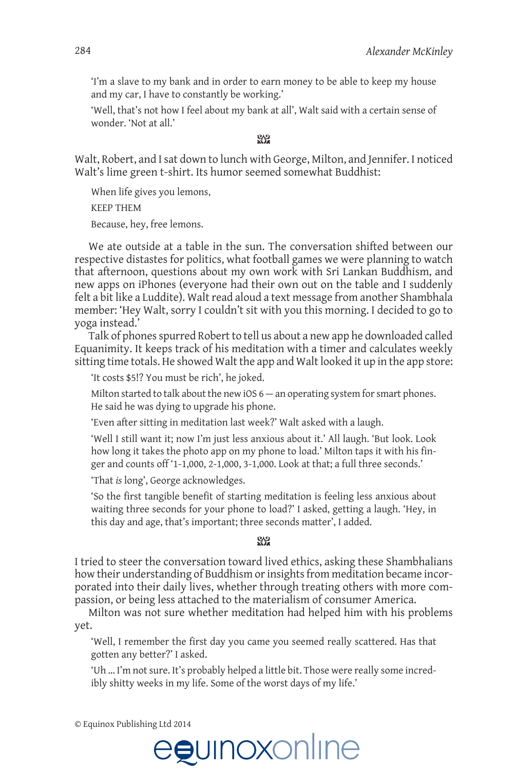'I'm a slave to my bank and in order to earn money to be able to keep my house and my car, I have to constantly be working.'

'Well, that's not how I feel about my bank at all', Walt said with a certain sense of wonder. 'Not at all.'

Walt, Robert, and I sat down to lunch with George, Milton, and Jennifer. I noticed Walt's lime green t-shirt. Its humor seemed somewhat Buddhist:

When life gives you lemons,

KEEP THEM

Because, hey, free lemons.

We ate outside at a table in the sun. The conversation shifted between our respective distastes for politics, what football games we were planning to watch that afternoon, questions about my own work with Sri Lankan Buddhism, and new apps on iPhones (everyone had their own out on the table and I suddenly felt a bit like a Luddite). Walt read aloud a text message from another Shambhala member: 'Hey Walt, sorry I couldn't sit with you this morning. I decided to go to yoga instead.'

Talk of phones spurred Robert to tell us about a new app he downloaded called Equanimity. It keeps track of his meditation with a timer and calculates weekly sitting time totals. He showed Walt the app and Walt looked it up in the app store:

'It costs $5!? You must be rich', he joked.

Milton started to talk about the new iOS 6 — an operating system for smart phones. He said he was dying to upgrade his phone.

'Even after sitting in meditation last week?' Walt asked with a laugh.

'Well I still want it; now I'm just less anxious about it.' All laugh. 'But look. Look how long it takes the photo app on my phone to load.' Milton taps it with his finger and counts off '1-1,000, 2-1,000, 3-1,000. Look at that; a full three seconds.'

'That *is* long', George acknowledges.

'So the first tangible benefit of starting meditation is feeling less anxious about waiting three seconds for your phone to load?' I asked, getting a laugh. 'Hey, in this day and age, that's important; three seconds matter', I added.

I tried to steer the conversation toward lived ethics, asking these Shambhalians how their understanding of Buddhism or insights from meditation became incorporated into their daily lives, whether through treating others with more compassion, or being less attached to the materialism of consumer America.

Milton was not sure whether meditation had helped him with his problems yet.

'Well, I remember the first day you came you seemed really scattered. Has that gotten any better?' I asked.

'Uh ... I'm not sure. It's probably helped a little bit. Those were really some incredibly shitty weeks in my life. Some of the worst days of my life.'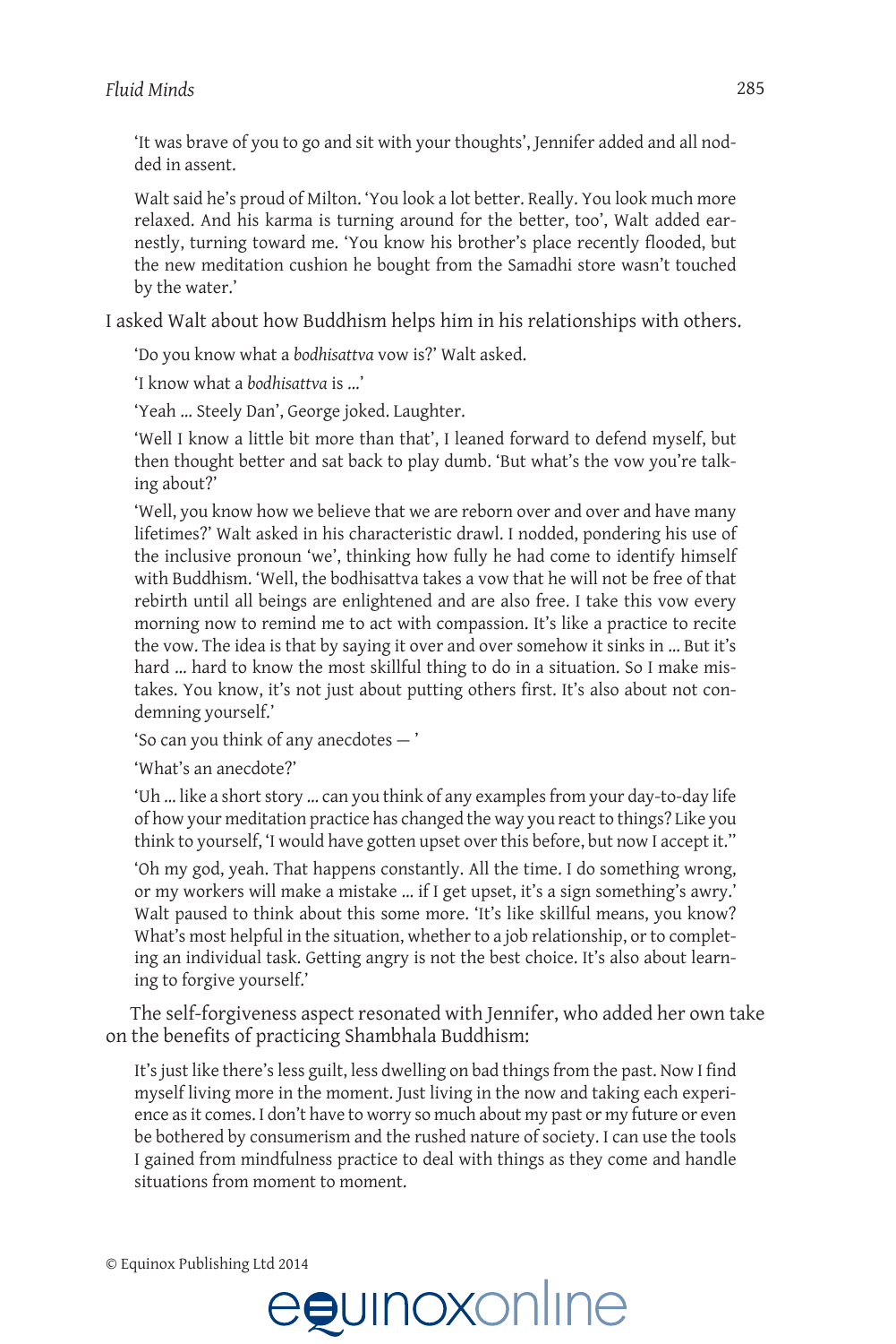'It was brave of you to go and sit with your thoughts', Jennifer added and all nodded in assent.

Walt said he's proud of Milton. 'You look a lot better. Really. You look much more relaxed. And his karma is turning around for the better, too', Walt added earnestly, turning toward me. 'You know his brother's place recently flooded, but the new meditation cushion he bought from the Samadhi store wasn't touched by the water.'

I asked Walt about how Buddhism helps him in his relationships with others.

'Do you know what a *bodhisattva* vow is?' Walt asked.

'I know what a *bodhisattva* is ...'

'Yeah ... Steely Dan', George joked. Laughter.

'Well I know a little bit more than that', I leaned forward to defend myself, but then thought better and sat back to play dumb. 'But what's the vow you're talking about?'

'Well, you know how we believe that we are reborn over and over and have many lifetimes?' Walt asked in his characteristic drawl. I nodded, pondering his use of the inclusive pronoun 'we', thinking how fully he had come to identify himself with Buddhism. 'Well, the bodhisattva takes a vow that he will not be free of that rebirth until all beings are enlightened and are also free. I take this vow every morning now to remind me to act with compassion. It's like a practice to recite the vow. The idea is that by saying it over and over somehow it sinks in ... But it's hard ... hard to know the most skillful thing to do in a situation. So I make mistakes. You know, it's not just about putting others first. It's also about not condemning yourself.'

'So can you think of any anecdotes — '

'What's an anecdote?'

'Uh ... like a short story ... can you think of any examples from your day-to-day life of how your meditation practice has changed the way you react to things? Like you think to yourself, 'I would have gotten upset over this before, but now I accept it.''

'Oh my god, yeah. That happens constantly. All the time. I do something wrong, or my workers will make a mistake ... if I get upset, it's a sign something's awry.' Walt paused to think about this some more. 'It's like skillful means, you know? What's most helpful in the situation, whether to a job relationship, or to completing an individual task. Getting angry is not the best choice. It's also about learning to forgive yourself.'

The self-forgiveness aspect resonated with Jennifer, who added her own take on the benefits of practicing Shambhala Buddhism:

> It's just like there's less guilt, less dwelling on bad things from the past. Now I find myself living more in the moment. Just living in the now and taking each experience as it comes. I don't have to worry so much about my past or my future or even be bothered by consumerism and the rushed nature of society. I can use the tools I gained from mindfulness practice to deal with things as they come and handle situations from moment to moment.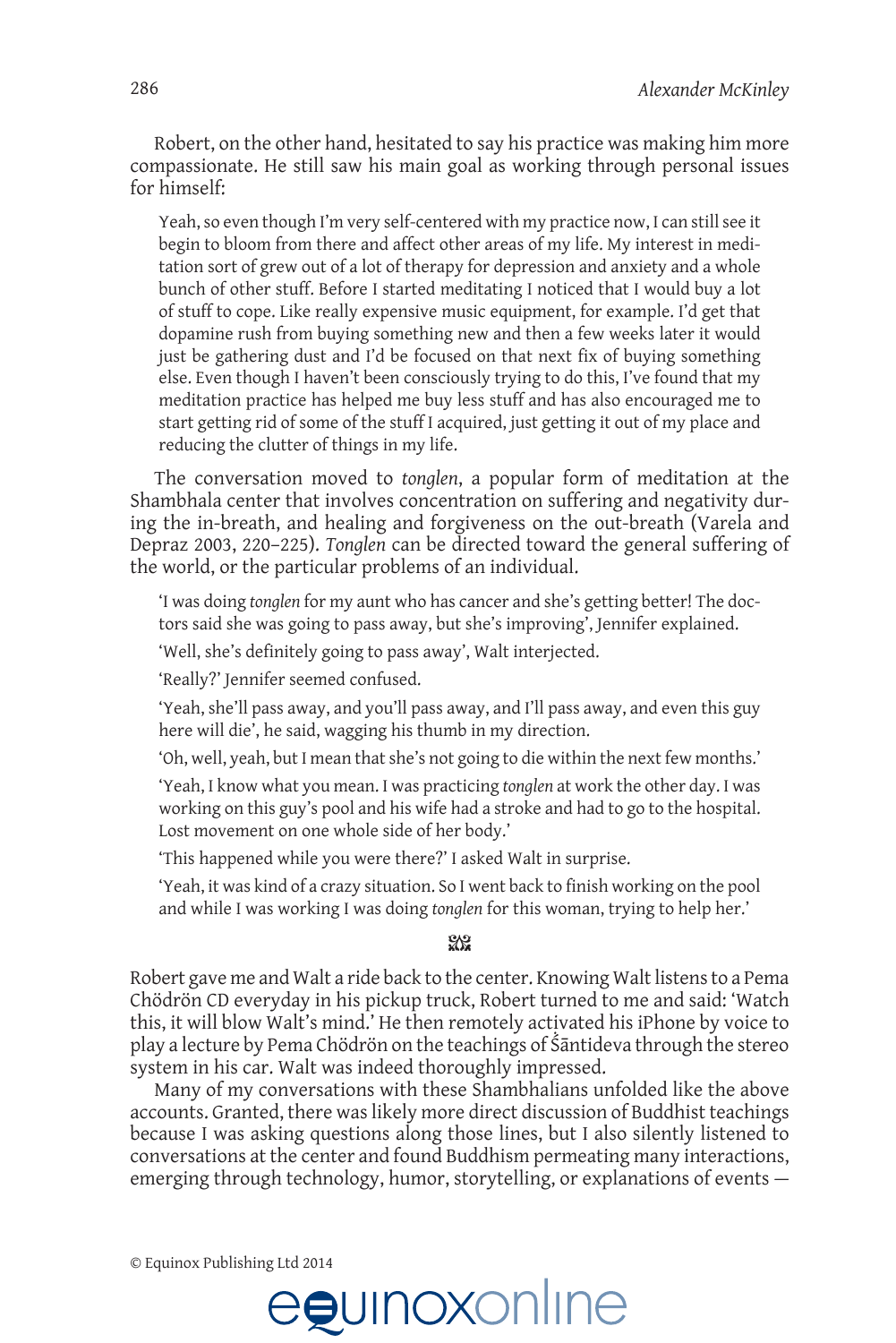Robert, on the other hand, hesitated to say his practice was making him more compassionate. He still saw his main goal as working through personal issues for himself:

> Yeah, so even though I'm very self-centered with my practice now, I can still see it begin to bloom from there and affect other areas of my life. My interest in meditation sort of grew out of a lot of therapy for depression and anxiety and a whole bunch of other stuff. Before I started meditating I noticed that I would buy a lot of stuff to cope. Like really expensive music equipment, for example. I'd get that dopamine rush from buying something new and then a few weeks later it would just be gathering dust and I'd be focused on that next fix of buying something else. Even though I haven't been consciously trying to do this, I've found that my meditation practice has helped me buy less stuff and has also encouraged me to start getting rid of some of the stuff I acquired, just getting it out of my place and reducing the clutter of things in my life.

The conversation moved to *tonglen*, a popular form of meditation at the Shambhala center that involves concentration on suffering and negativity during the in-breath, and healing and forgiveness on the out-breath (Varela and Depraz 2003, 220–225). *Tonglen* can be directed toward the general suffering of the world, or the particular problems of an individual.

> 'I was doing *tonglen* for my aunt who has cancer and she's getting better! The doctors said she was going to pass away, but she's improving', Jennifer explained.
>
> 'Well, she's definitely going to pass away', Walt interjected.
>
> 'Really?' Jennifer seemed confused.
>
> 'Yeah, she'll pass away, and you'll pass away, and I'll pass away, and even this guy here will die', he said, wagging his thumb in my direction.
>
> 'Oh, well, yeah, but I mean that she's not going to die within the next few months.'
>
> 'Yeah, I know what you mean. I was practicing *tonglen* at work the other day. I was working on this guy's pool and his wife had a stroke and had to go to the hospital. Lost movement on one whole side of her body.'
>
> 'This happened while you were there?' I asked Walt in surprise.
>
> 'Yeah, it was kind of a crazy situation. So I went back to finish working on the pool and while I was working I was doing *tonglen* for this woman, trying to help her.'

Robert gave me and Walt a ride back to the center. Knowing Walt listens to a Pema Chödrön CD everyday in his pickup truck, Robert turned to me and said: 'Watch this, it will blow Walt's mind.' He then remotely activated his iPhone by voice to play a lecture by Pema Chödrön on the teachings of Śāntideva through the stereo system in his car. Walt was indeed thoroughly impressed.

Many of my conversations with these Shambhalians unfolded like the above accounts. Granted, there was likely more direct discussion of Buddhist teachings because I was asking questions along those lines, but I also silently listened to conversations at the center and found Buddhism permeating many interactions, emerging through technology, humor, storytelling, or explanations of events —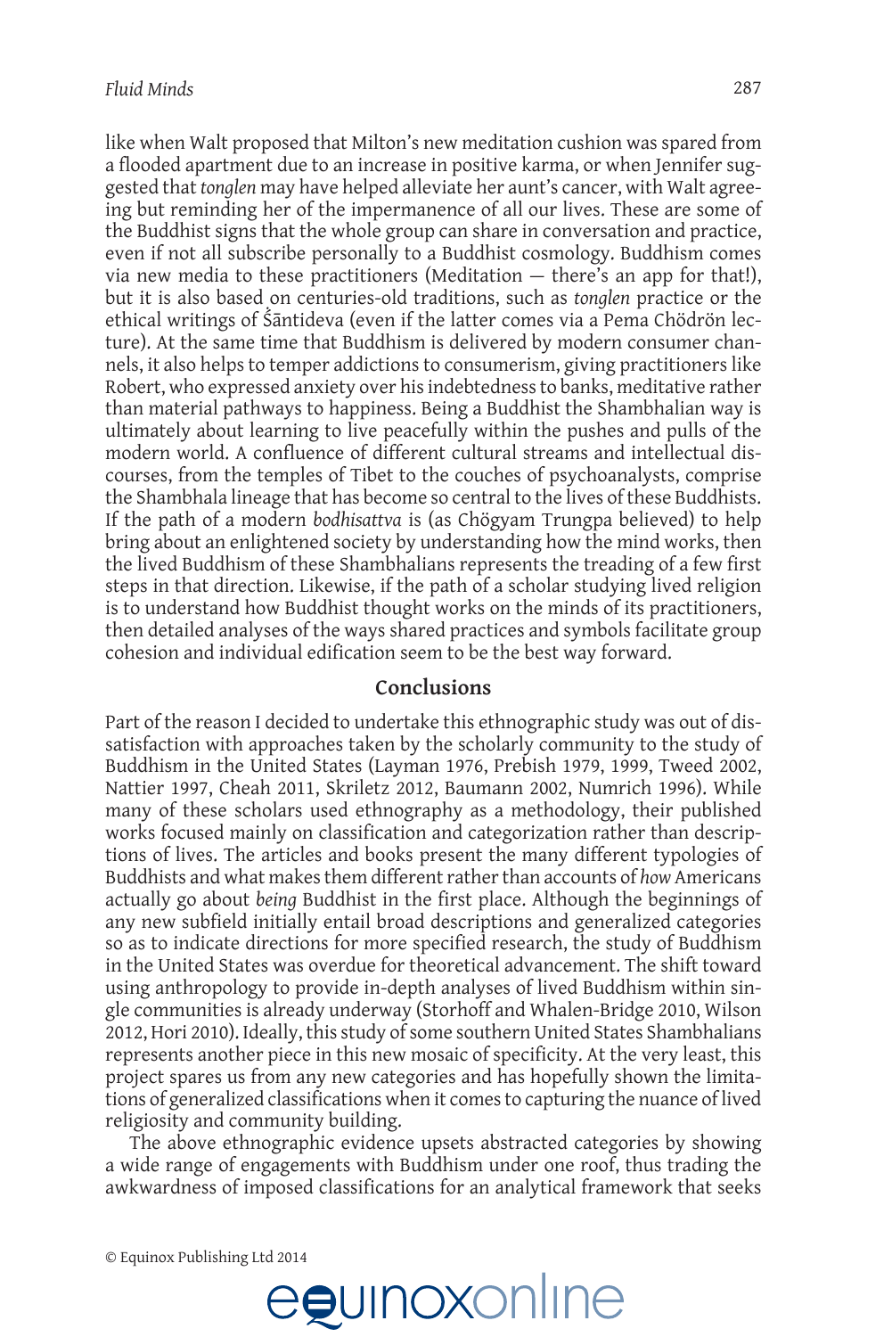like when Walt proposed that Milton's new meditation cushion was spared from a flooded apartment due to an increase in positive karma, or when Jennifer suggested that *tonglen* may have helped alleviate her aunt's cancer, with Walt agreeing but reminding her of the impermanence of all our lives. These are some of the Buddhist signs that the whole group can share in conversation and practice, even if not all subscribe personally to a Buddhist cosmology. Buddhism comes via new media to these practitioners (Meditation — there's an app for that!), but it is also based on centuries-old traditions, such as *tonglen* practice or the ethical writings of Śāntideva (even if the latter comes via a Pema Chödrön lecture). At the same time that Buddhism is delivered by modern consumer channels, it also helps to temper addictions to consumerism, giving practitioners like Robert, who expressed anxiety over his indebtedness to banks, meditative rather than material pathways to happiness. Being a Buddhist the Shambhalian way is ultimately about learning to live peacefully within the pushes and pulls of the modern world. A confluence of different cultural streams and intellectual discourses, from the temples of Tibet to the couches of psychoanalysts, comprise the Shambhala lineage that has become so central to the lives of these Buddhists. If the path of a modern *bodhisattva* is (as Chögyam Trungpa believed) to help bring about an enlightened society by understanding how the mind works, then the lived Buddhism of these Shambhalians represents the treading of a few first steps in that direction. Likewise, if the path of a scholar studying lived religion is to understand how Buddhist thought works on the minds of its practitioners, then detailed analyses of the ways shared practices and symbols facilitate group cohesion and individual edification seem to be the best way forward.

## Conclusions

Part of the reason I decided to undertake this ethnographic study was out of dissatisfaction with approaches taken by the scholarly community to the study of Buddhism in the United States (Layman 1976, Prebish 1979, 1999, Tweed 2002, Nattier 1997, Cheah 2011, Skriletz 2012, Baumann 2002, Numrich 1996). While many of these scholars used ethnography as a methodology, their published works focused mainly on classification and categorization rather than descriptions of lives. The articles and books present the many different typologies of Buddhists and what makes them different rather than accounts of *how* Americans actually go about *being* Buddhist in the first place. Although the beginnings of any new subfield initially entail broad descriptions and generalized categories so as to indicate directions for more specified research, the study of Buddhism in the United States was overdue for theoretical advancement. The shift toward using anthropology to provide in-depth analyses of lived Buddhism within single communities is already underway (Storhoff and Whalen-Bridge 2010, Wilson 2012, Hori 2010). Ideally, this study of some southern United States Shambhalians represents another piece in this new mosaic of specificity. At the very least, this project spares us from any new categories and has hopefully shown the limitations of generalized classifications when it comes to capturing the nuance of lived religiosity and community building.

The above ethnographic evidence upsets abstracted categories by showing a wide range of engagements with Buddhism under one roof, thus trading the awkwardness of imposed classifications for an analytical framework that seeks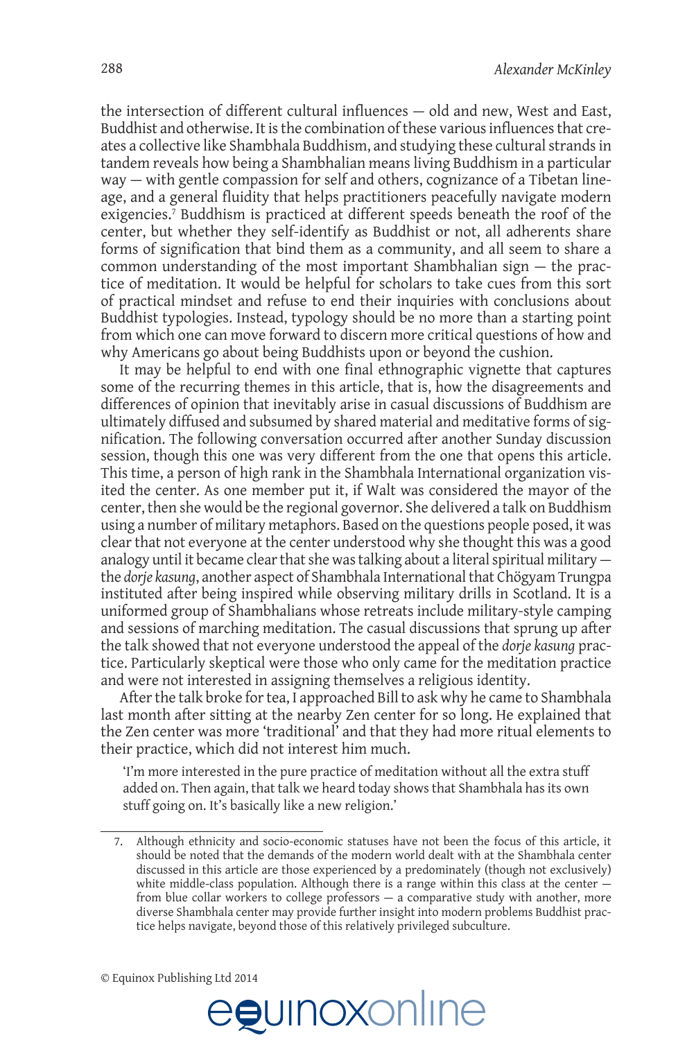the intersection of different cultural influences — old and new, West and East, Buddhist and otherwise. It is the combination of these various influences that creates a collective like Shambhala Buddhism, and studying these cultural strands in tandem reveals how being a Shambhalian means living Buddhism in a particular way — with gentle compassion for self and others, cognizance of a Tibetan lineage, and a general fluidity that helps practitioners peacefully navigate modern exigencies.[7] Buddhism is practiced at different speeds beneath the roof of the center, but whether they self-identify as Buddhist or not, all adherents share forms of signification that bind them as a community, and all seem to share a common understanding of the most important Shambhalian sign — the practice of meditation. It would be helpful for scholars to take cues from this sort of practical mindset and refuse to end their inquiries with conclusions about Buddhist typologies. Instead, typology should be no more than a starting point from which one can move forward to discern more critical questions of how and why Americans go about being Buddhists upon or beyond the cushion.

It may be helpful to end with one final ethnographic vignette that captures some of the recurring themes in this article, that is, how the disagreements and differences of opinion that inevitably arise in casual discussions of Buddhism are ultimately diffused and subsumed by shared material and meditative forms of signification. The following conversation occurred after another Sunday discussion session, though this one was very different from the one that opens this article. This time, a person of high rank in the Shambhala International organization visited the center. As one member put it, if Walt was considered the mayor of the center, then she would be the regional governor. She delivered a talk on Buddhism using a number of military metaphors. Based on the questions people posed, it was clear that not everyone at the center understood why she thought this was a good analogy until it became clear that she was talking about a literal spiritual military — the *dorje kasung*, another aspect of Shambhala International that Chögyam Trungpa instituted after being inspired while observing military drills in Scotland. It is a uniformed group of Shambhalians whose retreats include military-style camping and sessions of marching meditation. The casual discussions that sprung up after the talk showed that not everyone understood the appeal of the *dorje kasung* practice. Particularly skeptical were those who only came for the meditation practice and were not interested in assigning themselves a religious identity.

After the talk broke for tea, I approached Bill to ask why he came to Shambhala last month after sitting at the nearby Zen center for so long. He explained that the Zen center was more 'traditional' and that they had more ritual elements to their practice, which did not interest him much.

> 'I'm more interested in the pure practice of meditation without all the extra stuff added on. Then again, that talk we heard today shows that Shambhala has its own stuff going on. It's basically like a new religion.'

---

7. Although ethnicity and socio-economic statuses have not been the focus of this article, it should be noted that the demands of the modern world dealt with at the Shambhala center discussed in this article are those experienced by a predominately (though not exclusively) white middle-class population. Although there is a range within this class at the center — from blue collar workers to college professors — a comparative study with another, more diverse Shambhala center may provide further insight into modern problems Buddhist practice helps navigate, beyond those of this relatively privileged subculture.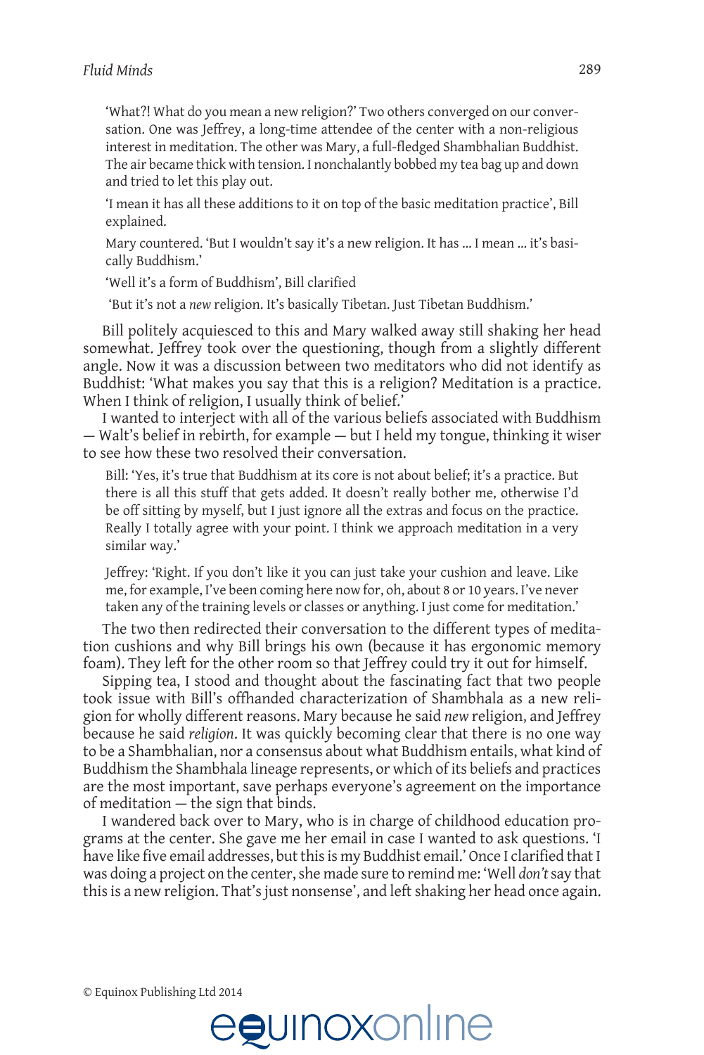'What?! What do you mean a new religion?' Two others converged on our conversation. One was Jeffrey, a long-time attendee of the center with a non-religious interest in meditation. The other was Mary, a full-fledged Shambhalian Buddhist. The air became thick with tension. I nonchalantly bobbed my tea bag up and down and tried to let this play out.

'I mean it has all these additions to it on top of the basic meditation practice', Bill explained.

Mary countered. 'But I wouldn't say it's a new religion. It has … I mean … it's basically Buddhism.'

'Well it's a form of Buddhism', Bill clarified

'But it's not a *new* religion. It's basically Tibetan. Just Tibetan Buddhism.'

Bill politely acquiesced to this and Mary walked away still shaking her head somewhat. Jeffrey took over the questioning, though from a slightly different angle. Now it was a discussion between two meditators who did not identify as Buddhist: 'What makes you say that this is a religion? Meditation is a practice. When I think of religion, I usually think of belief.'

I wanted to interject with all of the various beliefs associated with Buddhism — Walt's belief in rebirth, for example — but I held my tongue, thinking it wiser to see how these two resolved their conversation.

Bill: 'Yes, it's true that Buddhism at its core is not about belief; it's a practice. But there is all this stuff that gets added. It doesn't really bother me, otherwise I'd be off sitting by myself, but I just ignore all the extras and focus on the practice. Really I totally agree with your point. I think we approach meditation in a very similar way.'

Jeffrey: 'Right. If you don't like it you can just take your cushion and leave. Like me, for example, I've been coming here now for, oh, about 8 or 10 years. I've never taken any of the training levels or classes or anything. I just come for meditation.'

The two then redirected their conversation to the different types of meditation cushions and why Bill brings his own (because it has ergonomic memory foam). They left for the other room so that Jeffrey could try it out for himself.

Sipping tea, I stood and thought about the fascinating fact that two people took issue with Bill's offhanded characterization of Shambhala as a new religion for wholly different reasons. Mary because he said *new* religion, and Jeffrey because he said *religion*. It was quickly becoming clear that there is no one way to be a Shambhalian, nor a consensus about what Buddhism entails, what kind of Buddhism the Shambhala lineage represents, or which of its beliefs and practices are the most important, save perhaps everyone's agreement on the importance of meditation — the sign that binds.

I wandered back over to Mary, who is in charge of childhood education programs at the center. She gave me her email in case I wanted to ask questions. 'I have like five email addresses, but this is my Buddhist email.' Once I clarified that I was doing a project on the center, she made sure to remind me: 'Well *don't* say that this is a new religion. That's just nonsense', and left shaking her head once again.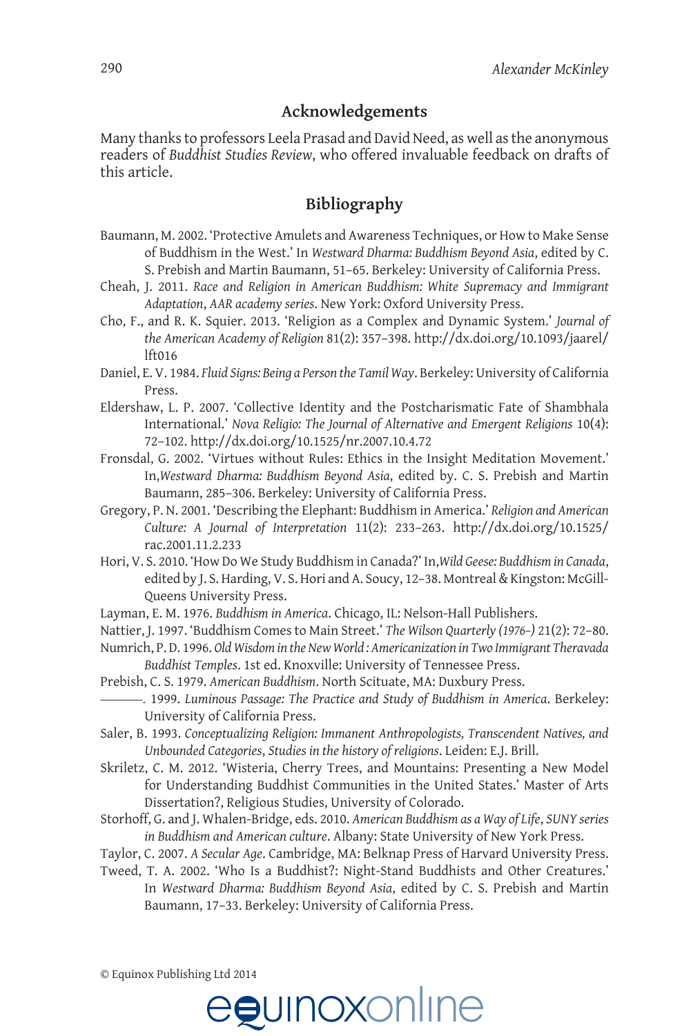## Acknowledgements

Many thanks to professors Leela Prasad and David Need, as well as the anonymous readers of *Buddhist Studies Review*, who offered invaluable feedback on drafts of this article.

## Bibliography

Baumann, M. 2002. 'Protective Amulets and Awareness Techniques, or How to Make Sense of Buddhism in the West.' In *Westward Dharma: Buddhism Beyond Asia*, edited by C. S. Prebish and Martin Baumann, 51–65. Berkeley: University of California Press.

Cheah, J. 2011. *Race and Religion in American Buddhism: White Supremacy and Immigrant Adaptation*, *AAR academy series*. New York: Oxford University Press.

Cho, F., and R. K. Squier. 2013. 'Religion as a Complex and Dynamic System.' *Journal of the American Academy of Religion* 81(2): 357–398. http://dx.doi.org/10.1093/jaarel/lft016

Daniel, E. V. 1984. *Fluid Signs: Being a Person the Tamil Way*. Berkeley: University of California Press.

Eldershaw, L. P. 2007. 'Collective Identity and the Postcharismatic Fate of Shambhala International.' *Nova Religio: The Journal of Alternative and Emergent Religions* 10(4): 72–102. http://dx.doi.org/10.1525/nr.2007.10.4.72

Fronsdal, G. 2002. 'Virtues without Rules: Ethics in the Insight Meditation Movement.' In,*Westward Dharma: Buddhism Beyond Asia*, edited by. C. S. Prebish and Martin Baumann, 285–306. Berkeley: University of California Press.

Gregory, P. N. 2001. 'Describing the Elephant: Buddhism in America.' *Religion and American Culture: A Journal of Interpretation* 11(2): 233–263. http://dx.doi.org/10.1525/rac.2001.11.2.233

Hori, V. S. 2010. 'How Do We Study Buddhism in Canada?' In,*Wild Geese: Buddhism in Canada*, edited by J. S. Harding, V. S. Hori and A. Soucy, 12–38. Montreal & Kingston: McGill-Queens University Press.

Layman, E. M. 1976. *Buddhism in America*. Chicago, IL: Nelson-Hall Publishers.

Nattier, J. 1997. 'Buddhism Comes to Main Street.' *The Wilson Quarterly (1976–)* 21(2): 72–80.

Numrich, P. D. 1996. *Old Wisdom in the New World : Americanization in Two Immigrant Theravada Buddhist Temples*. 1st ed. Knoxville: University of Tennessee Press.

Prebish, C. S. 1979. *American Buddhism*. North Scituate, MA: Duxbury Press.

———. 1999. *Luminous Passage: The Practice and Study of Buddhism in America*. Berkeley: University of California Press.

Saler, B. 1993. *Conceptualizing Religion: Immanent Anthropologists, Transcendent Natives, and Unbounded Categories*, *Studies in the history of religions*. Leiden: E.J. Brill.

Skriletz, C. M. 2012. 'Wisteria, Cherry Trees, and Mountains: Presenting a New Model for Understanding Buddhist Communities in the United States.' Master of Arts Dissertation?, Religious Studies, University of Colorado.

Storhoff, G. and J. Whalen-Bridge, eds. 2010. *American Buddhism as a Way of Life*, *SUNY series in Buddhism and American culture*. Albany: State University of New York Press.

Taylor, C. 2007. *A Secular Age*. Cambridge, MA: Belknap Press of Harvard University Press.

Tweed, T. A. 2002. 'Who Is a Buddhist?: Night-Stand Buddhists and Other Creatures.' In *Westward Dharma: Buddhism Beyond Asia*, edited by C. S. Prebish and Martin Baumann, 17–33. Berkeley: University of California Press.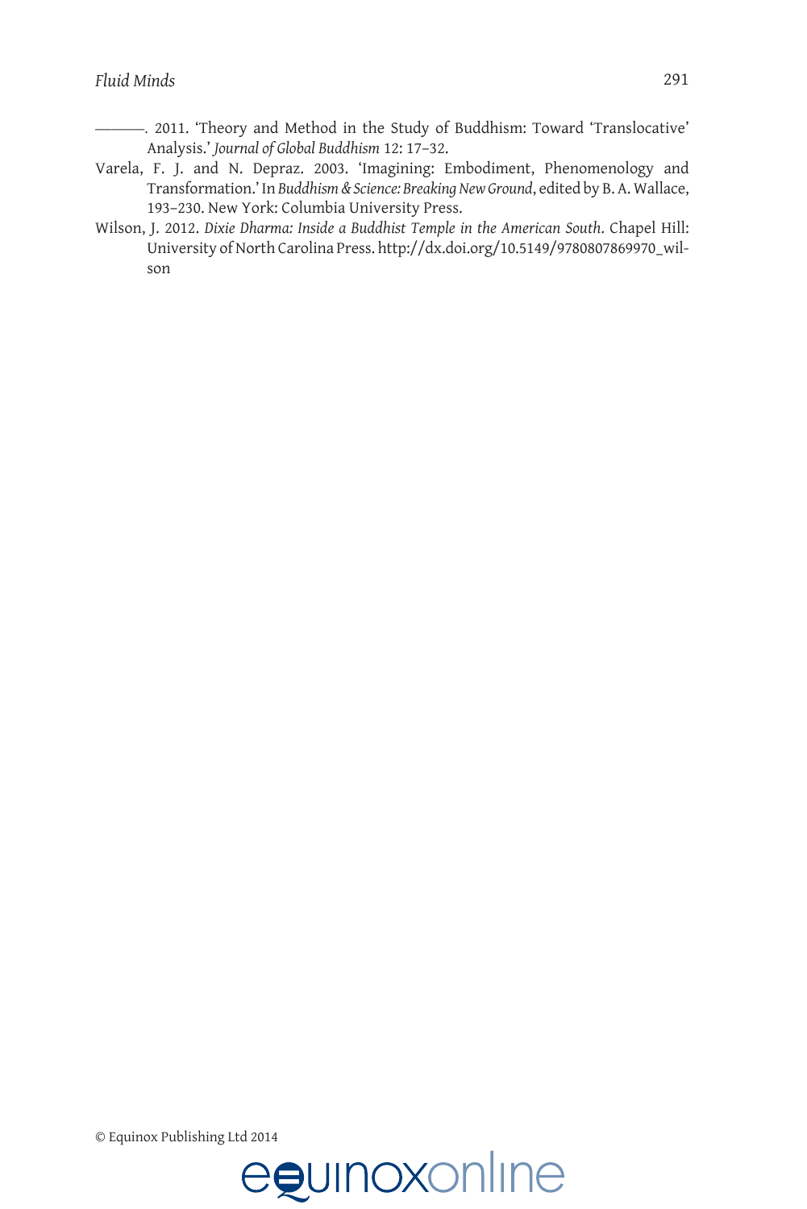———. 2011. 'Theory and Method in the Study of Buddhism: Toward 'Translocative' Analysis.' *Journal of Global Buddhism* 12: 17–32.

Varela, F. J. and N. Depraz. 2003. 'Imagining: Embodiment, Phenomenology and Transformation.' In *Buddhism & Science: Breaking New Ground*, edited by B. A. Wallace, 193–230. New York: Columbia University Press.

Wilson, J. 2012. *Dixie Dharma: Inside a Buddhist Temple in the American South*. Chapel Hill: University of North Carolina Press. http://dx.doi.org/10.5149/9780807869970_wilson

© Equinox Publishing Ltd 2014